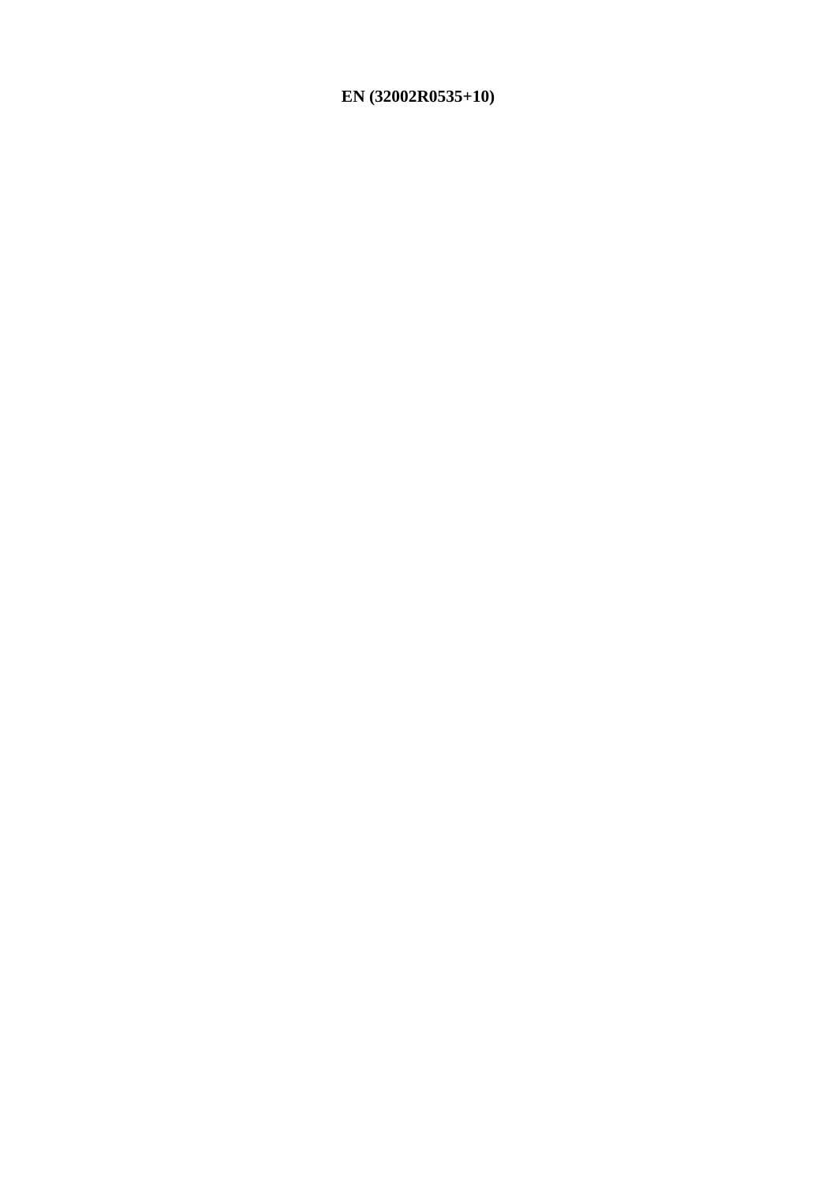**EN (32002R0535+10)**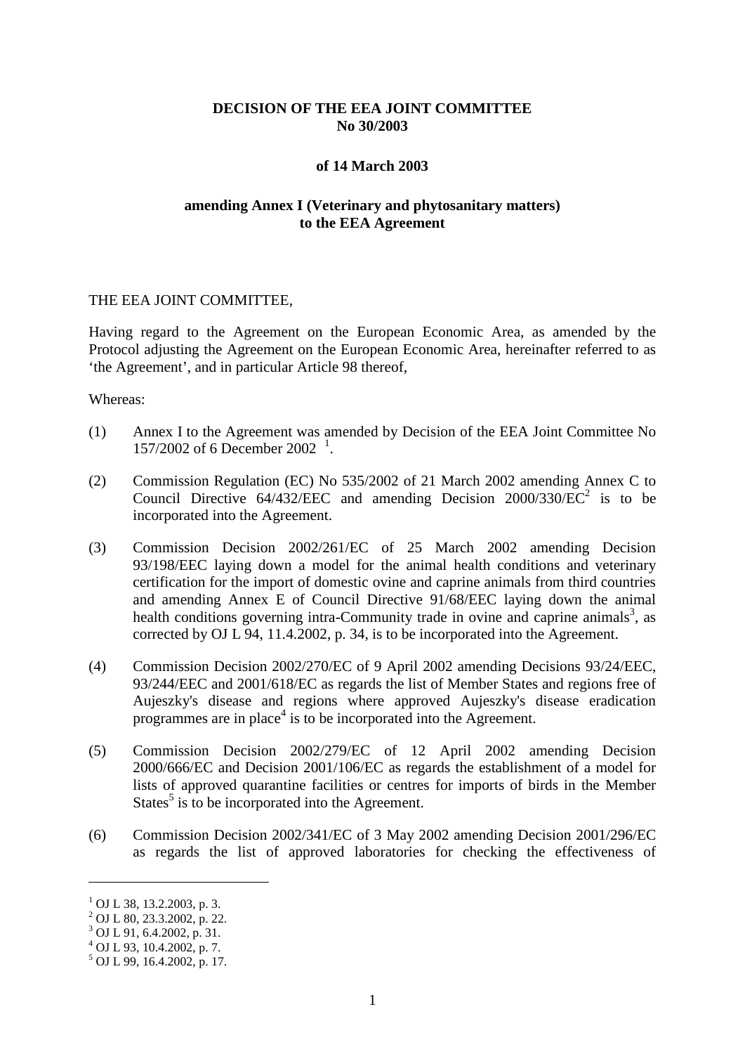**DECISION OF THE EEA JOINT COMMITTEE**
**No 30/2003**

**of 14 March 2003**

**amending Annex I (Veterinary and phytosanitary matters) to the EEA Agreement**

THE EEA JOINT COMMITTEE,

Having regard to the Agreement on the European Economic Area, as amended by the Protocol adjusting the Agreement on the European Economic Area, hereinafter referred to as 'the Agreement', and in particular Article 98 thereof,

Whereas:

(1) Annex I to the Agreement was amended by Decision of the EEA Joint Committee No 157/2002 of 6 December 2002 [1].

(2) Commission Regulation (EC) No 535/2002 of 21 March 2002 amending Annex C to Council Directive 64/432/EEC and amending Decision 2000/330/EC[2] is to be incorporated into the Agreement.

(3) Commission Decision 2002/261/EC of 25 March 2002 amending Decision 93/198/EEC laying down a model for the animal health conditions and veterinary certification for the import of domestic ovine and caprine animals from third countries and amending Annex E of Council Directive 91/68/EEC laying down the animal health conditions governing intra-Community trade in ovine and caprine animals[3], as corrected by OJ L 94, 11.4.2002, p. 34, is to be incorporated into the Agreement.

(4) Commission Decision 2002/270/EC of 9 April 2002 amending Decisions 93/24/EEC, 93/244/EEC and 2001/618/EC as regards the list of Member States and regions free of Aujeszky's disease and regions where approved Aujeszky's disease eradication programmes are in place[4] is to be incorporated into the Agreement.

(5) Commission Decision 2002/279/EC of 12 April 2002 amending Decision 2000/666/EC and Decision 2001/106/EC as regards the establishment of a model for lists of approved quarantine facilities or centres for imports of birds in the Member States[5] is to be incorporated into the Agreement.

(6) Commission Decision 2002/341/EC of 3 May 2002 amending Decision 2001/296/EC as regards the list of approved laboratories for checking the effectiveness of

---

[1] OJ L 38, 13.2.2003, p. 3.
[2] OJ L 80, 23.3.2002, p. 22.
[3] OJ L 91, 6.4.2002, p. 31.
[4] OJ L 93, 10.4.2002, p. 7.
[5] OJ L 99, 16.4.2002, p. 17.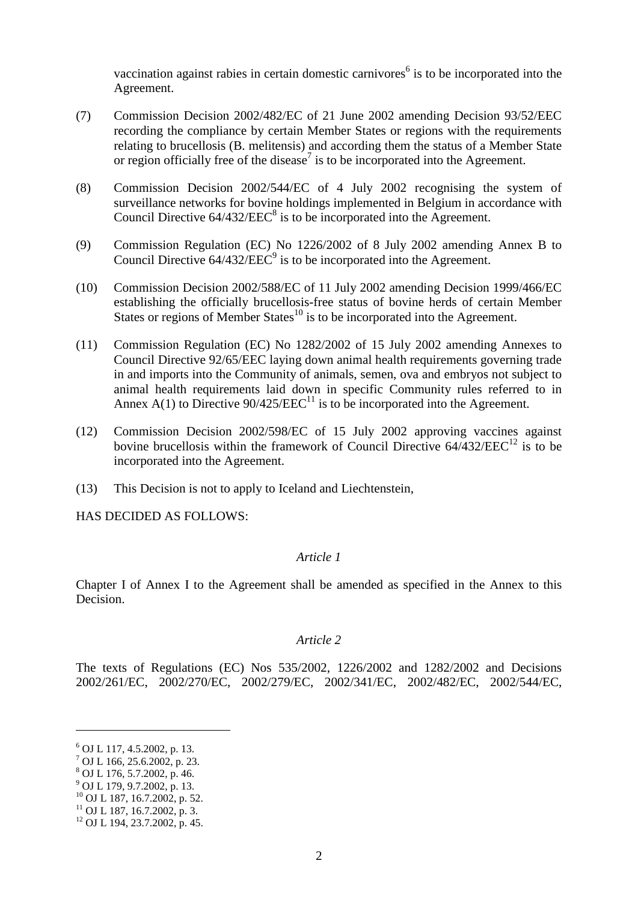vaccination against rabies in certain domestic carnivores[6] is to be incorporated into the Agreement.

(7) Commission Decision 2002/482/EC of 21 June 2002 amending Decision 93/52/EEC recording the compliance by certain Member States or regions with the requirements relating to brucellosis (B. melitensis) and according them the status of a Member State or region officially free of the disease[7] is to be incorporated into the Agreement.

(8) Commission Decision 2002/544/EC of 4 July 2002 recognising the system of surveillance networks for bovine holdings implemented in Belgium in accordance with Council Directive 64/432/EEC[8] is to be incorporated into the Agreement.

(9) Commission Regulation (EC) No 1226/2002 of 8 July 2002 amending Annex B to Council Directive 64/432/EEC[9] is to be incorporated into the Agreement.

(10) Commission Decision 2002/588/EC of 11 July 2002 amending Decision 1999/466/EC establishing the officially brucellosis-free status of bovine herds of certain Member States or regions of Member States[10] is to be incorporated into the Agreement.

(11) Commission Regulation (EC) No 1282/2002 of 15 July 2002 amending Annexes to Council Directive 92/65/EEC laying down animal health requirements governing trade in and imports into the Community of animals, semen, ova and embryos not subject to animal health requirements laid down in specific Community rules referred to in Annex A(1) to Directive 90/425/EEC[11] is to be incorporated into the Agreement.

(12) Commission Decision 2002/598/EC of 15 July 2002 approving vaccines against bovine brucellosis within the framework of Council Directive 64/432/EEC[12] is to be incorporated into the Agreement.

(13) This Decision is not to apply to Iceland and Liechtenstein,

HAS DECIDED AS FOLLOWS:

*Article 1*

Chapter I of Annex I to the Agreement shall be amended as specified in the Annex to this Decision.

*Article 2*

The texts of Regulations (EC) Nos 535/2002, 1226/2002 and 1282/2002 and Decisions 2002/261/EC, 2002/270/EC, 2002/279/EC, 2002/341/EC, 2002/482/EC, 2002/544/EC,

---

[6] OJ L 117, 4.5.2002, p. 13.
[7] OJ L 166, 25.6.2002, p. 23.
[8] OJ L 176, 5.7.2002, p. 46.
[9] OJ L 179, 9.7.2002, p. 13.
[10] OJ L 187, 16.7.2002, p. 52.
[11] OJ L 187, 16.7.2002, p. 3.
[12] OJ L 194, 23.7.2002, p. 45.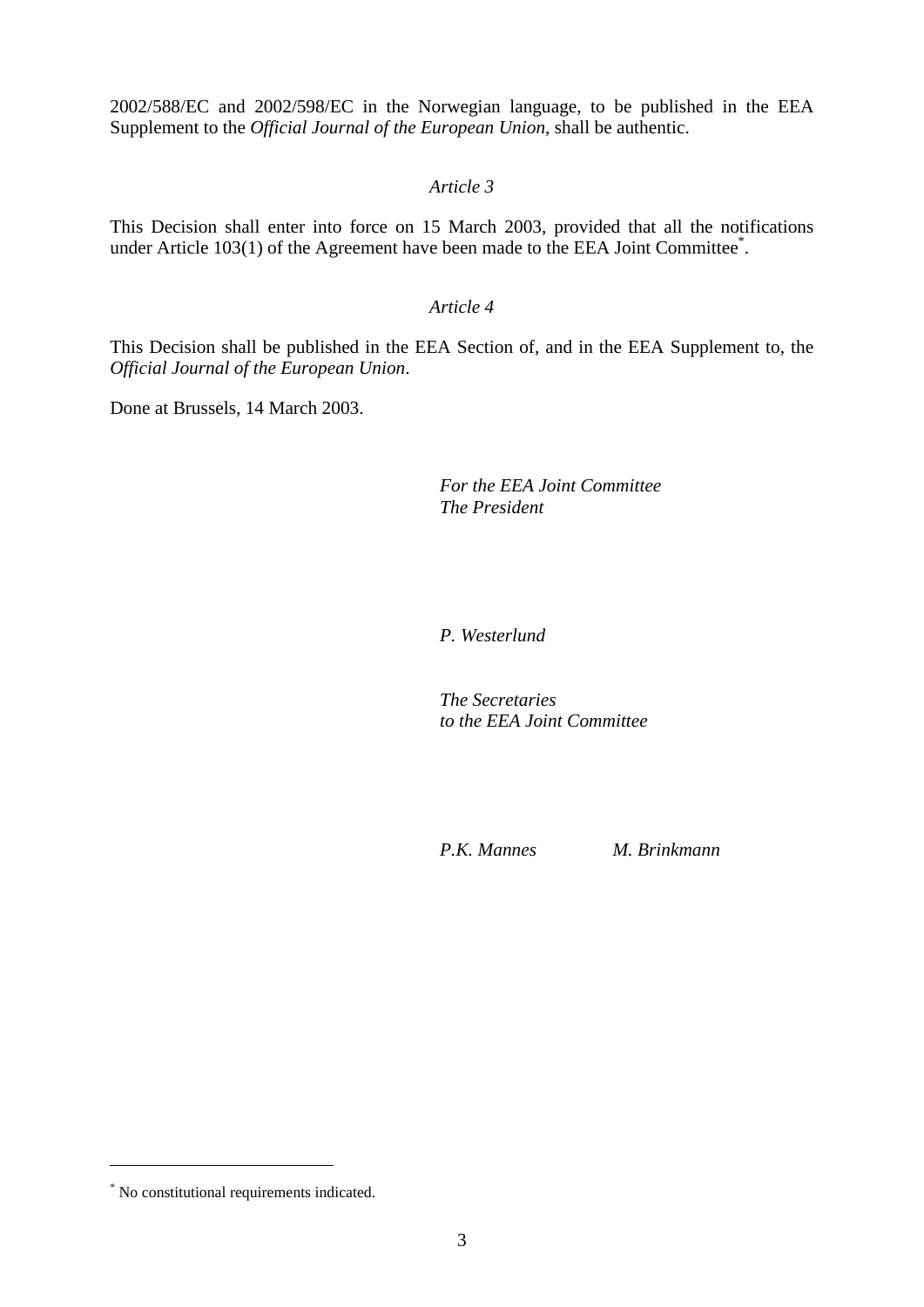2002/588/EC and 2002/598/EC in the Norwegian language, to be published in the EEA Supplement to the *Official Journal of the European Union*, shall be authentic.

*Article 3*

This Decision shall enter into force on 15 March 2003, provided that all the notifications under Article 103(1) of the Agreement have been made to the EEA Joint Committee[*].

*Article 4*

This Decision shall be published in the EEA Section of, and in the EEA Supplement to, the *Official Journal of the European Union*.

Done at Brussels, 14 March 2003.

*For the EEA Joint Committee*
*The President*

*P. Westerlund*

*The Secretaries*
*to the EEA Joint Committee*

*P.K. Mannes* *M. Brinkmann*

---

[*] No constitutional requirements indicated.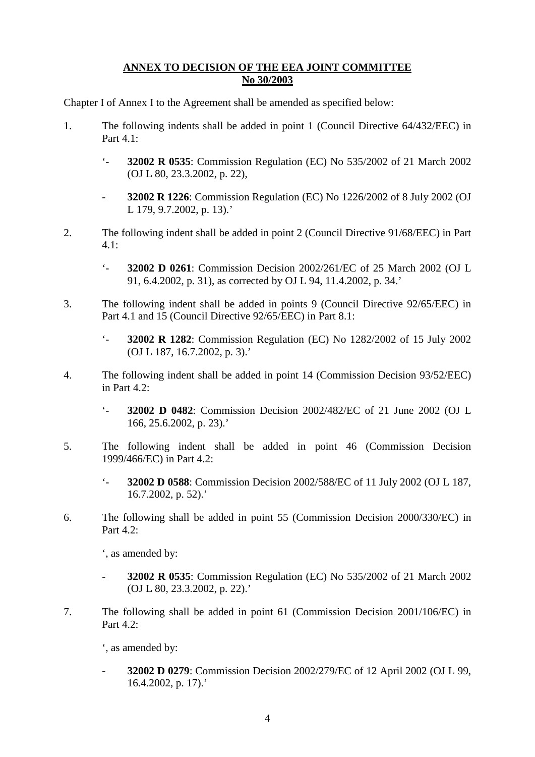**ANNEX TO DECISION OF THE EEA JOINT COMMITTEE**
**No 30/2003**

Chapter I of Annex I to the Agreement shall be amended as specified below:

1. The following indents shall be added in point 1 (Council Directive 64/432/EEC) in Part 4.1:

   '- **32002 R 0535**: Commission Regulation (EC) No 535/2002 of 21 March 2002 (OJ L 80, 23.3.2002, p. 22),

   - **32002 R 1226**: Commission Regulation (EC) No 1226/2002 of 8 July 2002 (OJ L 179, 9.7.2002, p. 13).'

2. The following indent shall be added in point 2 (Council Directive 91/68/EEC) in Part 4.1:

   '- **32002 D 0261**: Commission Decision 2002/261/EC of 25 March 2002 (OJ L 91, 6.4.2002, p. 31), as corrected by OJ L 94, 11.4.2002, p. 34.'

3. The following indent shall be added in points 9 (Council Directive 92/65/EEC) in Part 4.1 and 15 (Council Directive 92/65/EEC) in Part 8.1:

   '- **32002 R 1282**: Commission Regulation (EC) No 1282/2002 of 15 July 2002 (OJ L 187, 16.7.2002, p. 3).'

4. The following indent shall be added in point 14 (Commission Decision 93/52/EEC) in Part 4.2:

   '- **32002 D 0482**: Commission Decision 2002/482/EC of 21 June 2002 (OJ L 166, 25.6.2002, p. 23).'

5. The following indent shall be added in point 46 (Commission Decision 1999/466/EC) in Part 4.2:

   '- **32002 D 0588**: Commission Decision 2002/588/EC of 11 July 2002 (OJ L 187, 16.7.2002, p. 52).'

6. The following shall be added in point 55 (Commission Decision 2000/330/EC) in Part 4.2:

   ', as amended by:

   - **32002 R 0535**: Commission Regulation (EC) No 535/2002 of 21 March 2002 (OJ L 80, 23.3.2002, p. 22).'

7. The following shall be added in point 61 (Commission Decision 2001/106/EC) in Part 4.2:

   ', as amended by:

   - **32002 D 0279**: Commission Decision 2002/279/EC of 12 April 2002 (OJ L 99, 16.4.2002, p. 17).'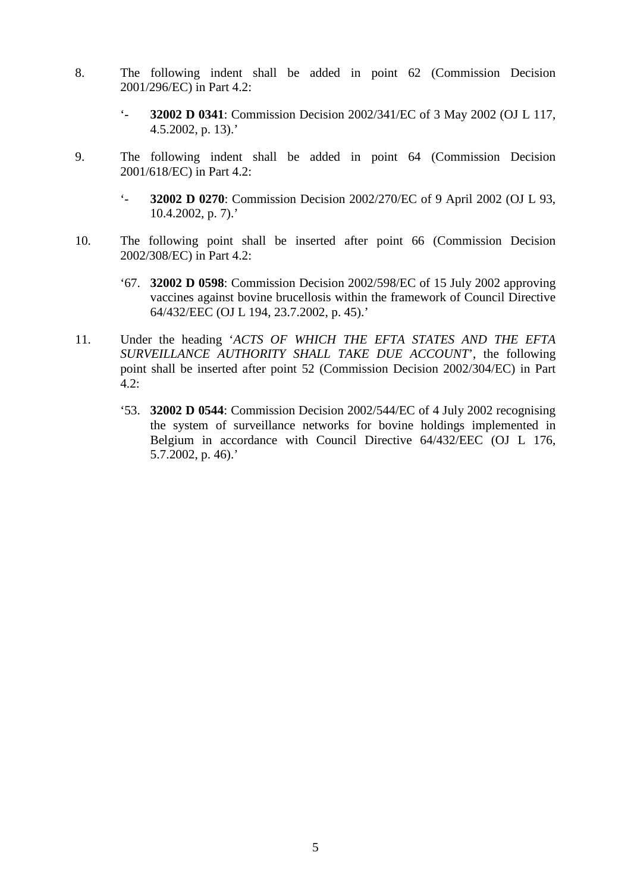8. The following indent shall be added in point 62 (Commission Decision 2001/296/EC) in Part 4.2:

   '- **32002 D 0341**: Commission Decision 2002/341/EC of 3 May 2002 (OJ L 117, 4.5.2002, p. 13).'

9. The following indent shall be added in point 64 (Commission Decision 2001/618/EC) in Part 4.2:

   '- **32002 D 0270**: Commission Decision 2002/270/EC of 9 April 2002 (OJ L 93, 10.4.2002, p. 7).'

10. The following point shall be inserted after point 66 (Commission Decision 2002/308/EC) in Part 4.2:

    '67. **32002 D 0598**: Commission Decision 2002/598/EC of 15 July 2002 approving vaccines against bovine brucellosis within the framework of Council Directive 64/432/EEC (OJ L 194, 23.7.2002, p. 45).'

11. Under the heading '*ACTS OF WHICH THE EFTA STATES AND THE EFTA SURVEILLANCE AUTHORITY SHALL TAKE DUE ACCOUNT*', the following point shall be inserted after point 52 (Commission Decision 2002/304/EC) in Part 4.2:

    '53. **32002 D 0544**: Commission Decision 2002/544/EC of 4 July 2002 recognising the system of surveillance networks for bovine holdings implemented in Belgium in accordance with Council Directive 64/432/EEC (OJ L 176, 5.7.2002, p. 46).'